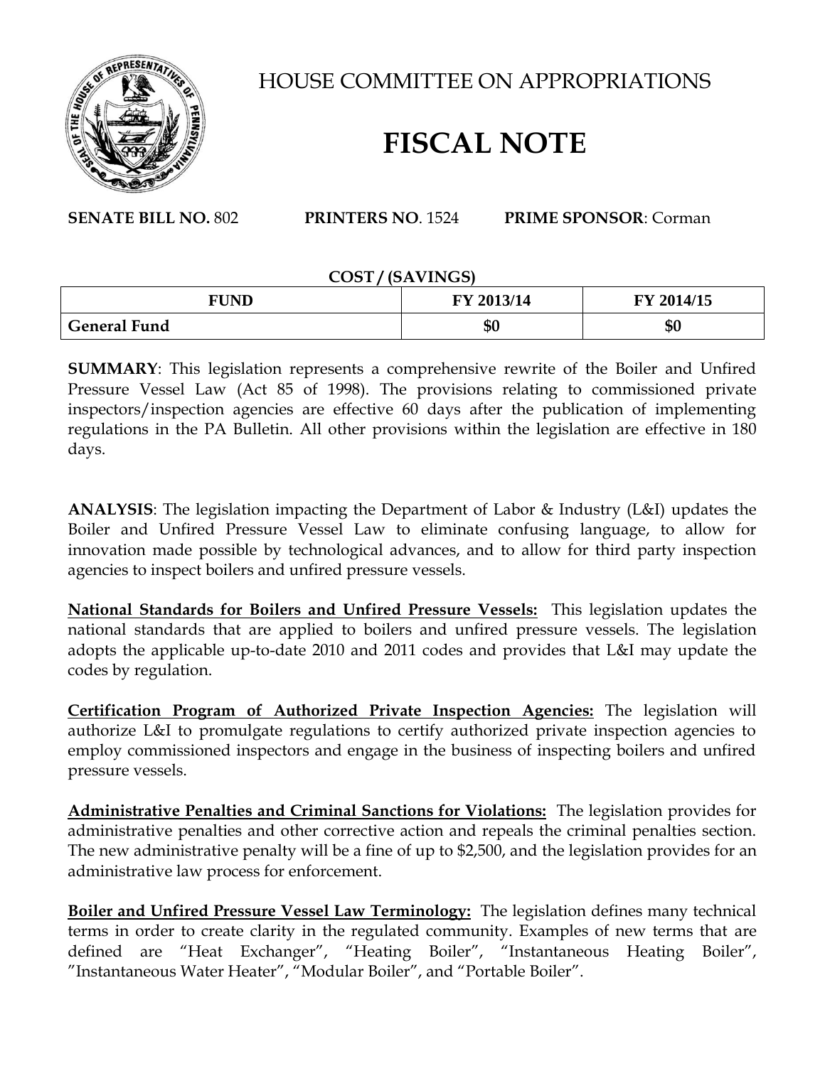# HOUSE COMMITTEE ON APPROPRIATIONS

# FISCAL NOTE

**SENATE BILL NO.** 802 **PRINTERS NO**. 1524 **PRIME SPONSOR**: Corman

**COST / (SAVINGS)**

| FUND | FY 2013/14 | FY 2014/15 |
|---|---|---|
| **General Fund** | **$0** | **$0** |

**SUMMARY**: This legislation represents a comprehensive rewrite of the Boiler and Unfired Pressure Vessel Law (Act 85 of 1998). The provisions relating to commissioned private inspectors/inspection agencies are effective 60 days after the publication of implementing regulations in the PA Bulletin. All other provisions within the legislation are effective in 180 days.

**ANALYSIS**: The legislation impacting the Department of Labor & Industry (L&I) updates the Boiler and Unfired Pressure Vessel Law to eliminate confusing language, to allow for innovation made possible by technological advances, and to allow for third party inspection agencies to inspect boilers and unfired pressure vessels.

**National Standards for Boilers and Unfired Pressure Vessels:** This legislation updates the national standards that are applied to boilers and unfired pressure vessels. The legislation adopts the applicable up-to-date 2010 and 2011 codes and provides that L&I may update the codes by regulation.

**Certification Program of Authorized Private Inspection Agencies:** The legislation will authorize L&I to promulgate regulations to certify authorized private inspection agencies to employ commissioned inspectors and engage in the business of inspecting boilers and unfired pressure vessels.

**Administrative Penalties and Criminal Sanctions for Violations:** The legislation provides for administrative penalties and other corrective action and repeals the criminal penalties section. The new administrative penalty will be a fine of up to $2,500, and the legislation provides for an administrative law process for enforcement.

**Boiler and Unfired Pressure Vessel Law Terminology:** The legislation defines many technical terms in order to create clarity in the regulated community. Examples of new terms that are defined are "Heat Exchanger", "Heating Boiler", "Instantaneous Heating Boiler", "Instantaneous Water Heater", "Modular Boiler", and "Portable Boiler".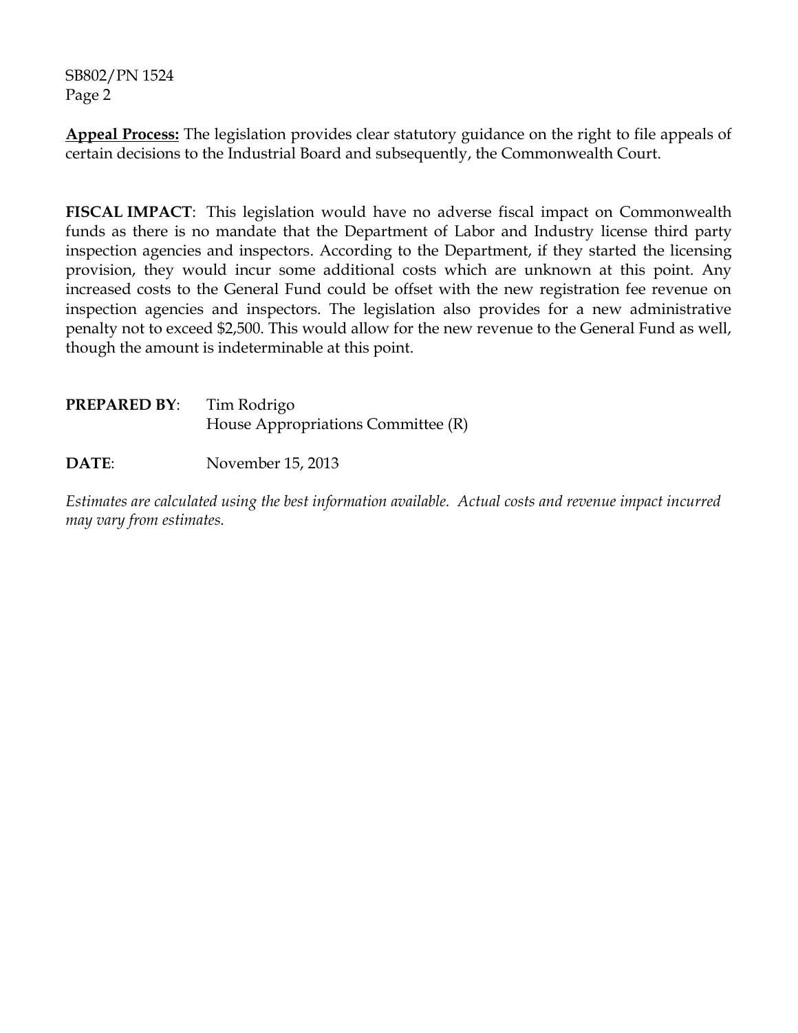**Appeal Process:** The legislation provides clear statutory guidance on the right to file appeals of certain decisions to the Industrial Board and subsequently, the Commonwealth Court.

**FISCAL IMPACT**: This legislation would have no adverse fiscal impact on Commonwealth funds as there is no mandate that the Department of Labor and Industry license third party inspection agencies and inspectors. According to the Department, if they started the licensing provision, they would incur some additional costs which are unknown at this point. Any increased costs to the General Fund could be offset with the new registration fee revenue on inspection agencies and inspectors. The legislation also provides for a new administrative penalty not to exceed $2,500. This would allow for the new revenue to the General Fund as well, though the amount is indeterminable at this point.

**PREPARED BY**: Tim Rodrigo
House Appropriations Committee (R)

**DATE**: November 15, 2013

*Estimates are calculated using the best information available. Actual costs and revenue impact incurred may vary from estimates.*